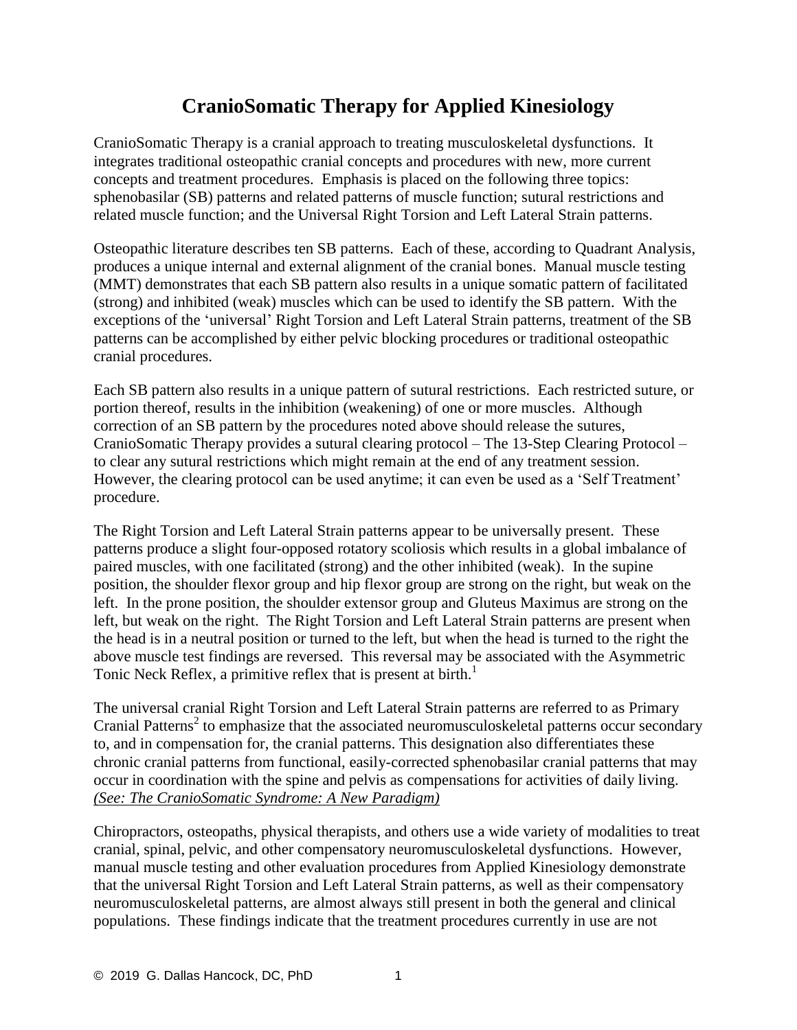# CranioSomatic Therapy for Applied Kinesiology

CranioSomatic Therapy is a cranial approach to treating musculoskeletal dysfunctions. It integrates traditional osteopathic cranial concepts and procedures with new, more current concepts and treatment procedures. Emphasis is placed on the following three topics: sphenobasilar (SB) patterns and related patterns of muscle function; sutural restrictions and related muscle function; and the Universal Right Torsion and Left Lateral Strain patterns.

Osteopathic literature describes ten SB patterns. Each of these, according to Quadrant Analysis, produces a unique internal and external alignment of the cranial bones. Manual muscle testing (MMT) demonstrates that each SB pattern also results in a unique somatic pattern of facilitated (strong) and inhibited (weak) muscles which can be used to identify the SB pattern. With the exceptions of the 'universal' Right Torsion and Left Lateral Strain patterns, treatment of the SB patterns can be accomplished by either pelvic blocking procedures or traditional osteopathic cranial procedures.

Each SB pattern also results in a unique pattern of sutural restrictions. Each restricted suture, or portion thereof, results in the inhibition (weakening) of one or more muscles. Although correction of an SB pattern by the procedures noted above should release the sutures, CranioSomatic Therapy provides a sutural clearing protocol – The 13-Step Clearing Protocol – to clear any sutural restrictions which might remain at the end of any treatment session. However, the clearing protocol can be used anytime; it can even be used as a 'Self Treatment' procedure.

The Right Torsion and Left Lateral Strain patterns appear to be universally present. These patterns produce a slight four-opposed rotatory scoliosis which results in a global imbalance of paired muscles, with one facilitated (strong) and the other inhibited (weak). In the supine position, the shoulder flexor group and hip flexor group are strong on the right, but weak on the left. In the prone position, the shoulder extensor group and Gluteus Maximus are strong on the left, but weak on the right. The Right Torsion and Left Lateral Strain patterns are present when the head is in a neutral position or turned to the left, but when the head is turned to the right the above muscle test findings are reversed. This reversal may be associated with the Asymmetric Tonic Neck Reflex, a primitive reflex that is present at birth.[1]

The universal cranial Right Torsion and Left Lateral Strain patterns are referred to as Primary Cranial Patterns[2] to emphasize that the associated neuromusculoskeletal patterns occur secondary to, and in compensation for, the cranial patterns. This designation also differentiates these chronic cranial patterns from functional, easily-corrected sphenobasilar cranial patterns that may occur in coordination with the spine and pelvis as compensations for activities of daily living. *(See: The CranioSomatic Syndrome: A New Paradigm)*

Chiropractors, osteopaths, physical therapists, and others use a wide variety of modalities to treat cranial, spinal, pelvic, and other compensatory neuromusculoskeletal dysfunctions. However, manual muscle testing and other evaluation procedures from Applied Kinesiology demonstrate that the universal Right Torsion and Left Lateral Strain patterns, as well as their compensatory neuromusculoskeletal patterns, are almost always still present in both the general and clinical populations. These findings indicate that the treatment procedures currently in use are not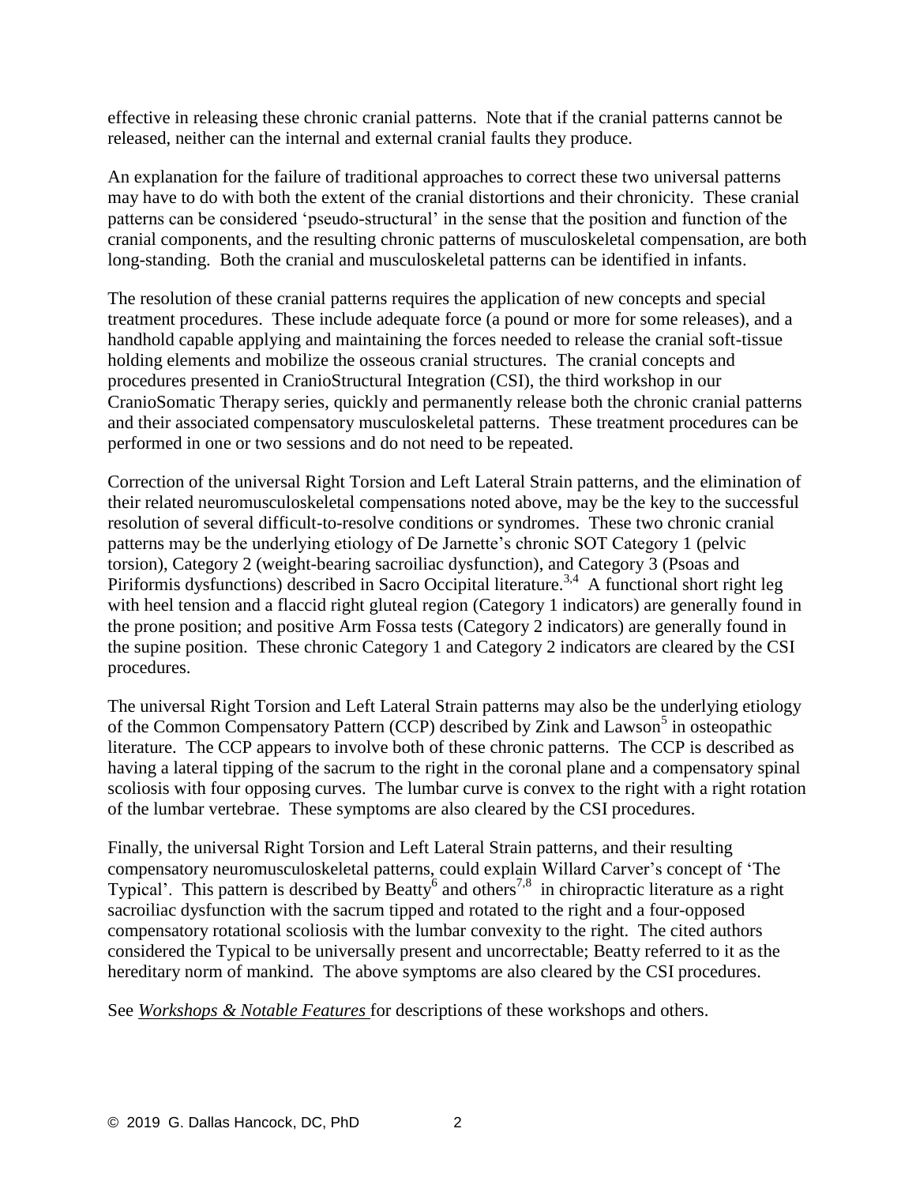effective in releasing these chronic cranial patterns. Note that if the cranial patterns cannot be released, neither can the internal and external cranial faults they produce.

An explanation for the failure of traditional approaches to correct these two universal patterns may have to do with both the extent of the cranial distortions and their chronicity. These cranial patterns can be considered 'pseudo-structural' in the sense that the position and function of the cranial components, and the resulting chronic patterns of musculoskeletal compensation, are both long-standing. Both the cranial and musculoskeletal patterns can be identified in infants.

The resolution of these cranial patterns requires the application of new concepts and special treatment procedures. These include adequate force (a pound or more for some releases), and a handhold capable applying and maintaining the forces needed to release the cranial soft-tissue holding elements and mobilize the osseous cranial structures. The cranial concepts and procedures presented in CranioStructural Integration (CSI), the third workshop in our CranioSomatic Therapy series, quickly and permanently release both the chronic cranial patterns and their associated compensatory musculoskeletal patterns. These treatment procedures can be performed in one or two sessions and do not need to be repeated.

Correction of the universal Right Torsion and Left Lateral Strain patterns, and the elimination of their related neuromusculoskeletal compensations noted above, may be the key to the successful resolution of several difficult-to-resolve conditions or syndromes. These two chronic cranial patterns may be the underlying etiology of De Jarnette's chronic SOT Category 1 (pelvic torsion), Category 2 (weight-bearing sacroiliac dysfunction), and Category 3 (Psoas and Piriformis dysfunctions) described in Sacro Occipital literature.[3,4] A functional short right leg with heel tension and a flaccid right gluteal region (Category 1 indicators) are generally found in the prone position; and positive Arm Fossa tests (Category 2 indicators) are generally found in the supine position. These chronic Category 1 and Category 2 indicators are cleared by the CSI procedures.

The universal Right Torsion and Left Lateral Strain patterns may also be the underlying etiology of the Common Compensatory Pattern (CCP) described by Zink and Lawson[5] in osteopathic literature. The CCP appears to involve both of these chronic patterns. The CCP is described as having a lateral tipping of the sacrum to the right in the coronal plane and a compensatory spinal scoliosis with four opposing curves. The lumbar curve is convex to the right with a right rotation of the lumbar vertebrae. These symptoms are also cleared by the CSI procedures.

Finally, the universal Right Torsion and Left Lateral Strain patterns, and their resulting compensatory neuromusculoskeletal patterns, could explain Willard Carver's concept of 'The Typical'. This pattern is described by Beatty[6] and others[7,8] in chiropractic literature as a right sacroiliac dysfunction with the sacrum tipped and rotated to the right and a four-opposed compensatory rotational scoliosis with the lumbar convexity to the right. The cited authors considered the Typical to be universally present and uncorrectable; Beatty referred to it as the hereditary norm of mankind. The above symptoms are also cleared by the CSI procedures.

See ***Workshops & Notable Features*** for descriptions of these workshops and others.

© 2019 G. Dallas Hancock, DC, PhD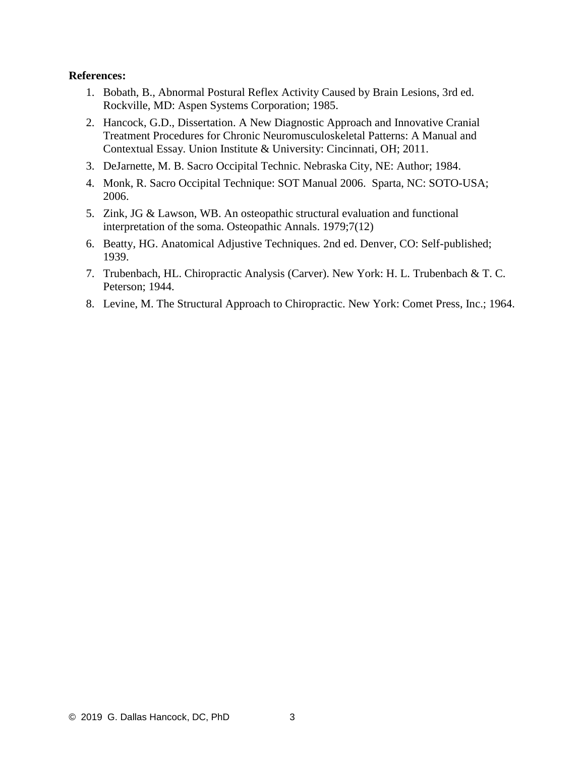**References:**

1. Bobath, B., Abnormal Postural Reflex Activity Caused by Brain Lesions, 3rd ed. Rockville, MD: Aspen Systems Corporation; 1985.
2. Hancock, G.D., Dissertation. A New Diagnostic Approach and Innovative Cranial Treatment Procedures for Chronic Neuromusculoskeletal Patterns: A Manual and Contextual Essay. Union Institute & University: Cincinnati, OH; 2011.
3. DeJarnette, M. B. Sacro Occipital Technic. Nebraska City, NE: Author; 1984.
4. Monk, R. Sacro Occipital Technique: SOT Manual 2006. Sparta, NC: SOTO-USA; 2006.
5. Zink, JG & Lawson, WB. An osteopathic structural evaluation and functional interpretation of the soma. Osteopathic Annals. 1979;7(12)
6. Beatty, HG. Anatomical Adjustive Techniques. 2nd ed. Denver, CO: Self-published; 1939.
7. Trubenbach, HL. Chiropractic Analysis (Carver). New York: H. L. Trubenbach & T. C. Peterson; 1944.
8. Levine, M. The Structural Approach to Chiropractic. New York: Comet Press, Inc.; 1964.

© 2019 G. Dallas Hancock, DC, PhD